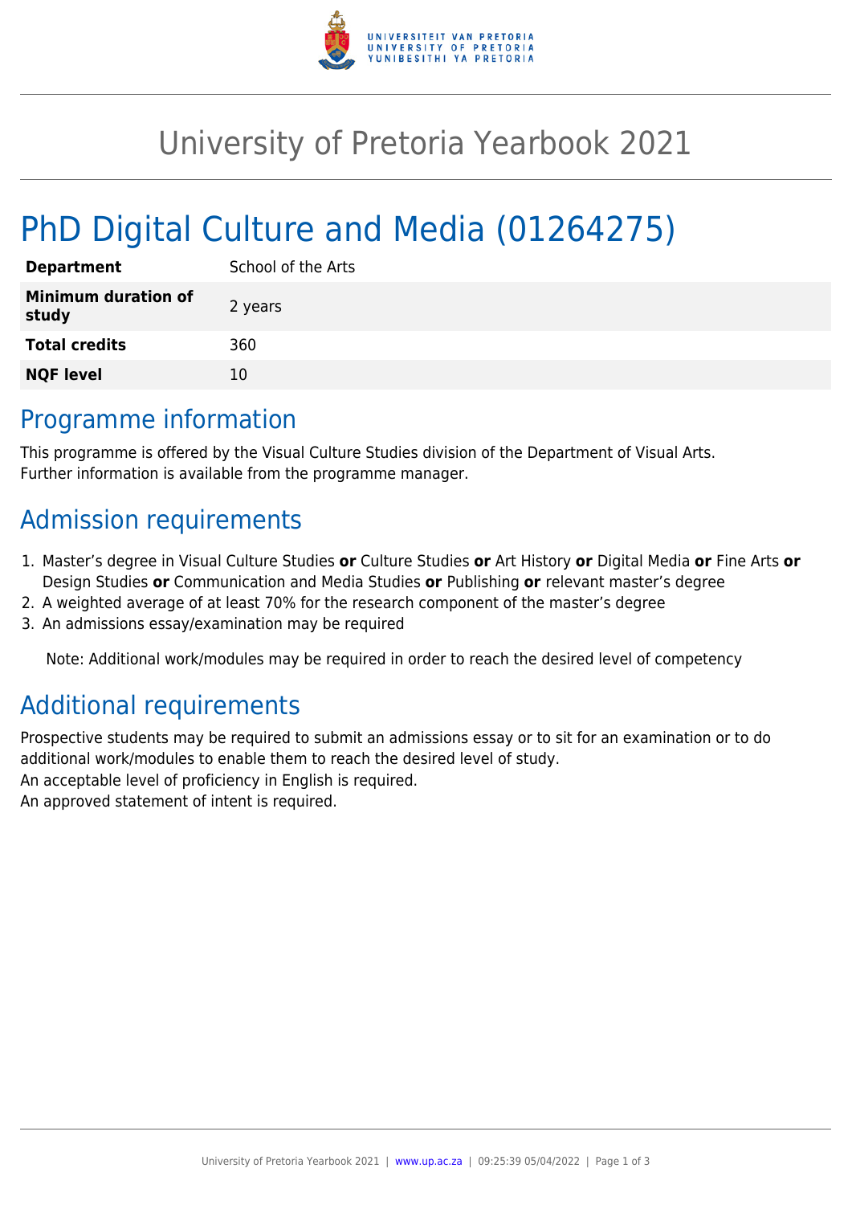# University of Pretoria Yearbook 2021

## PhD Digital Culture and Media (01264275)

| | |
|---|---|
| **Department** | School of the Arts |
| **Minimum duration of study** | 2 years |
| **Total credits** | 360 |
| **NQF level** | 10 |

## Programme information

This programme is offered by the Visual Culture Studies division of the Department of Visual Arts.
Further information is available from the programme manager.

## Admission requirements

1. Master's degree in Visual Culture Studies **or** Culture Studies **or** Art History **or** Digital Media **or** Fine Arts **or** Design Studies **or** Communication and Media Studies **or** Publishing **or** relevant master's degree
2. A weighted average of at least 70% for the research component of the master's degree
3. An admissions essay/examination may be required

Note: Additional work/modules may be required in order to reach the desired level of competency

## Additional requirements

Prospective students may be required to submit an admissions essay or to sit for an examination or to do additional work/modules to enable them to reach the desired level of study.
An acceptable level of proficiency in English is required.
An approved statement of intent is required.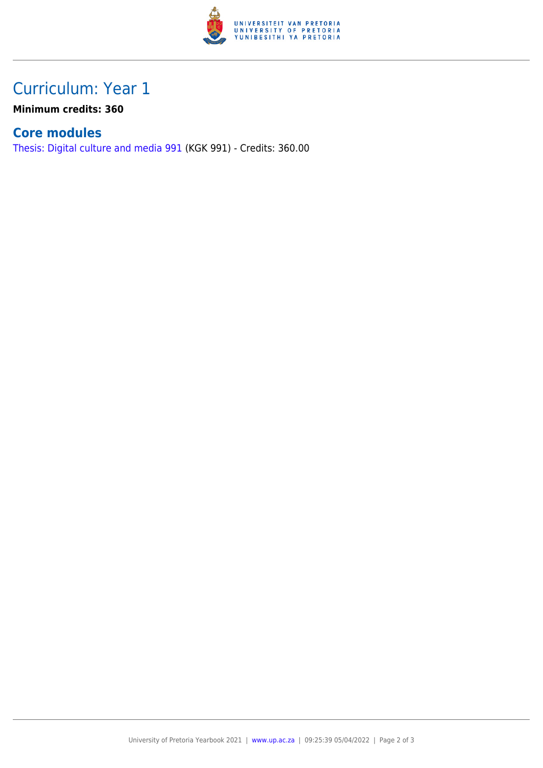# Curriculum: Year 1

**Minimum credits: 360**

## Core modules

Thesis: Digital culture and media 991 (KGK 991) - Credits: 360.00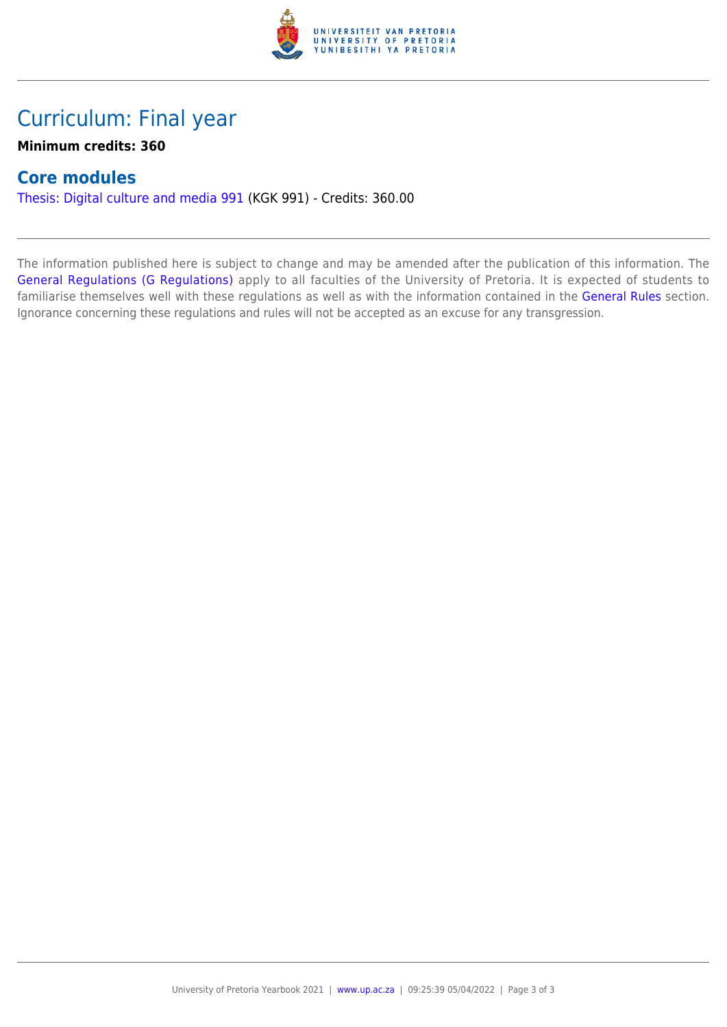## Curriculum: Final year

**Minimum credits: 360**

### Core modules

Thesis: Digital culture and media 991 (KGK 991) - Credits: 360.00

The information published here is subject to change and may be amended after the publication of this information. The General Regulations (G Regulations) apply to all faculties of the University of Pretoria. It is expected of students to familiarise themselves well with these regulations as well as with the information contained in the General Rules section. Ignorance concerning these regulations and rules will not be accepted as an excuse for any transgression.